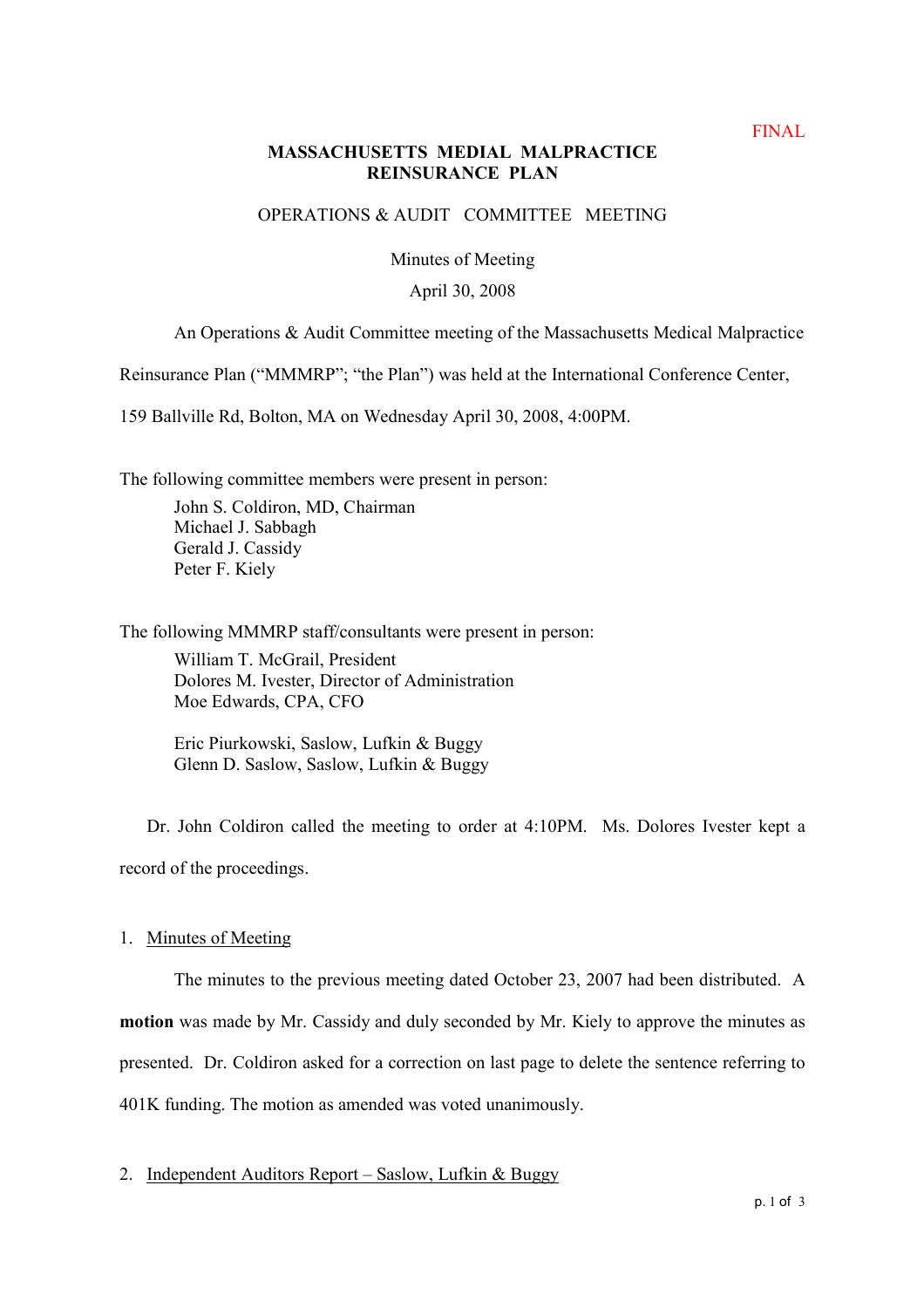FINAL

**MASSACHUSETTS MEDIAL MALPRACTICE REINSURANCE PLAN**

OPERATIONS & AUDIT COMMITTEE MEETING

Minutes of Meeting

April 30, 2008

An Operations & Audit Committee meeting of the Massachusetts Medical Malpractice Reinsurance Plan ("MMMRP"; "the Plan") was held at the International Conference Center, 159 Ballville Rd, Bolton, MA on Wednesday April 30, 2008, 4:00PM.

The following committee members were present in person:

John S. Coldiron, MD, Chairman
Michael J. Sabbagh
Gerald J. Cassidy
Peter F. Kiely

The following MMMRP staff/consultants were present in person:

William T. McGrail, President
Dolores M. Ivester, Director of Administration
Moe Edwards, CPA, CFO

Eric Piurkowski, Saslow, Lufkin & Buggy
Glenn D. Saslow, Saslow, Lufkin & Buggy

Dr. John Coldiron called the meeting to order at 4:10PM. Ms. Dolores Ivester kept a record of the proceedings.

1. Minutes of Meeting

The minutes to the previous meeting dated October 23, 2007 had been distributed. A **motion** was made by Mr. Cassidy and duly seconded by Mr. Kiely to approve the minutes as presented. Dr. Coldiron asked for a correction on last page to delete the sentence referring to 401K funding. The motion as amended was voted unanimously.

2. Independent Auditors Report – Saslow, Lufkin & Buggy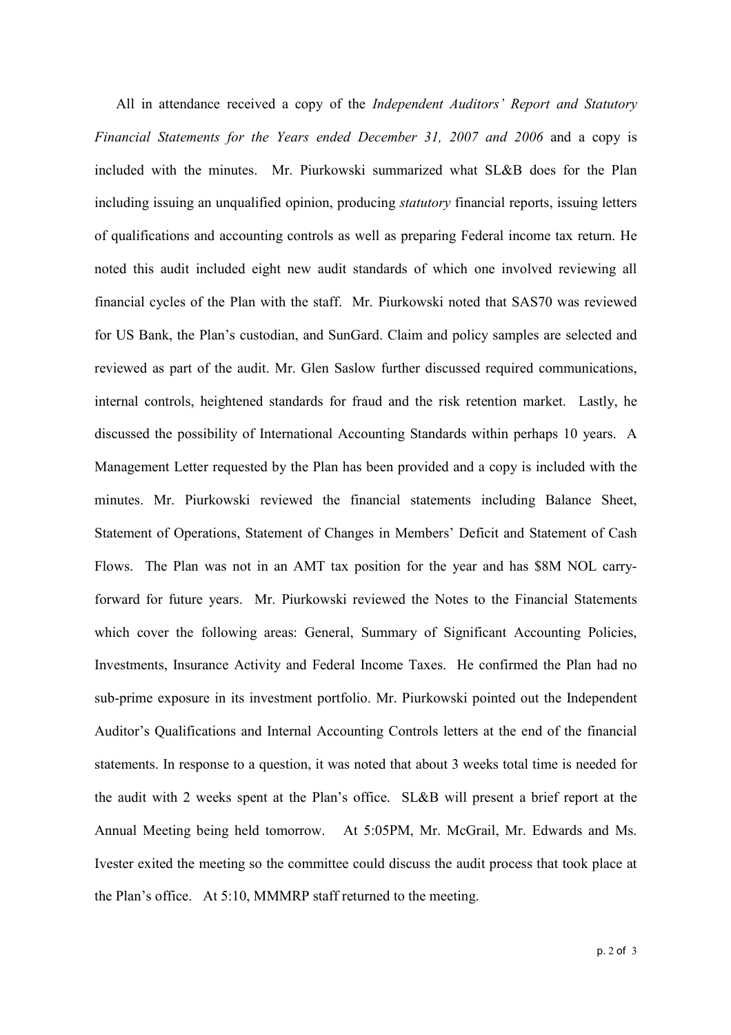All in attendance received a copy of the *Independent Auditors' Report and Statutory Financial Statements for the Years ended December 31, 2007 and 2006* and a copy is included with the minutes. Mr. Piurkowski summarized what SL&B does for the Plan including issuing an unqualified opinion, producing *statutory* financial reports, issuing letters of qualifications and accounting controls as well as preparing Federal income tax return. He noted this audit included eight new audit standards of which one involved reviewing all financial cycles of the Plan with the staff. Mr. Piurkowski noted that SAS70 was reviewed for US Bank, the Plan's custodian, and SunGard. Claim and policy samples are selected and reviewed as part of the audit. Mr. Glen Saslow further discussed required communications, internal controls, heightened standards for fraud and the risk retention market. Lastly, he discussed the possibility of International Accounting Standards within perhaps 10 years. A Management Letter requested by the Plan has been provided and a copy is included with the minutes. Mr. Piurkowski reviewed the financial statements including Balance Sheet, Statement of Operations, Statement of Changes in Members' Deficit and Statement of Cash Flows. The Plan was not in an AMT tax position for the year and has $8M NOL carry-forward for future years. Mr. Piurkowski reviewed the Notes to the Financial Statements which cover the following areas: General, Summary of Significant Accounting Policies, Investments, Insurance Activity and Federal Income Taxes. He confirmed the Plan had no sub-prime exposure in its investment portfolio. Mr. Piurkowski pointed out the Independent Auditor's Qualifications and Internal Accounting Controls letters at the end of the financial statements. In response to a question, it was noted that about 3 weeks total time is needed for the audit with 2 weeks spent at the Plan's office. SL&B will present a brief report at the Annual Meeting being held tomorrow. At 5:05PM, Mr. McGrail, Mr. Edwards and Ms. Ivester exited the meeting so the committee could discuss the audit process that took place at the Plan's office. At 5:10, MMMRP staff returned to the meeting.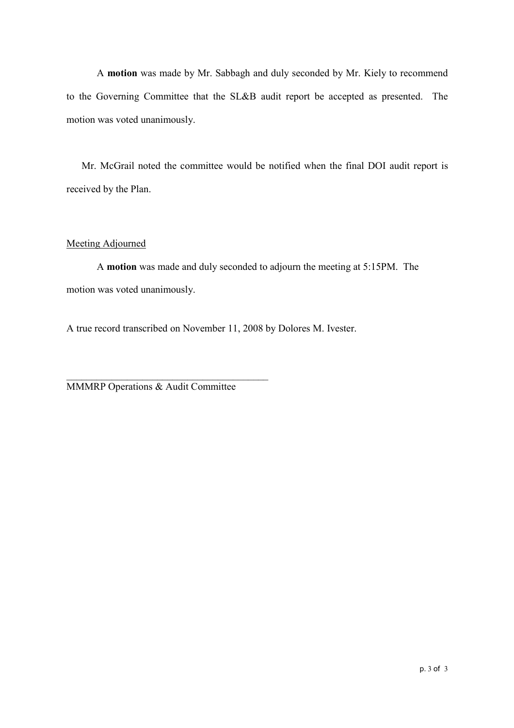A **motion** was made by Mr. Sabbagh and duly seconded by Mr. Kiely to recommend to the Governing Committee that the SL&B audit report be accepted as presented. The motion was voted unanimously.

Mr. McGrail noted the committee would be notified when the final DOI audit report is received by the Plan.

Meeting Adjourned

A **motion** was made and duly seconded to adjourn the meeting at 5:15PM. The motion was voted unanimously.

A true record transcribed on November 11, 2008 by Dolores M. Ivester.

\_\_\_\_\_\_\_\_\_\_\_\_\_\_\_\_\_\_\_\_\_\_\_\_\_\_\_\_\_\_\_\_\_\_\_\_\_\_\_\_\_\_

MMMRP Operations & Audit Committee